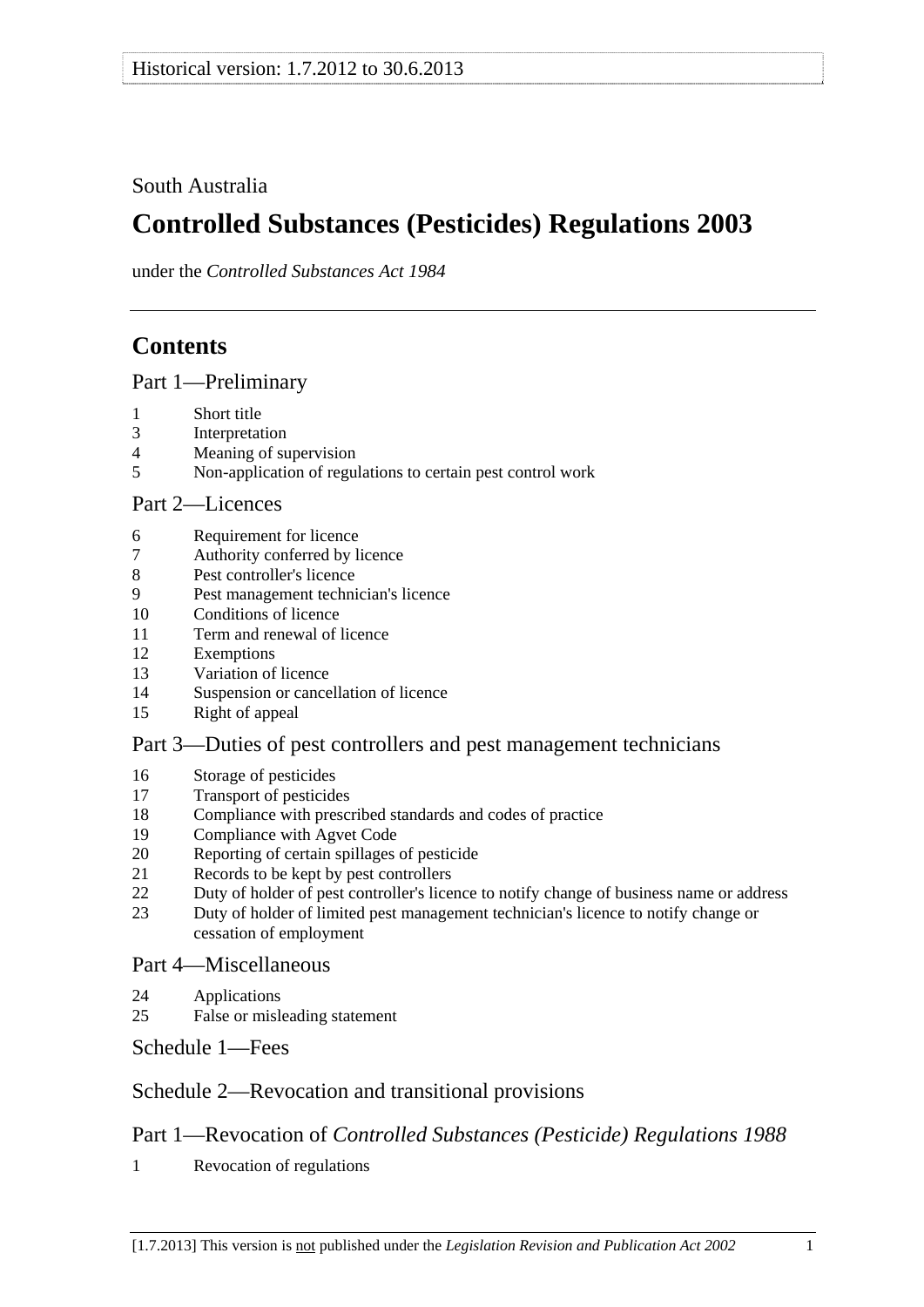Historical version: 1.7.2012 to 30.6.2013

South Australia

# Controlled Substances (Pesticides) Regulations 2003

under the *Controlled Substances Act 1984*

---

## Contents

Part 1—Preliminary

1 Short title
3 Interpretation
4 Meaning of supervision
5 Non-application of regulations to certain pest control work

Part 2—Licences

6 Requirement for licence
7 Authority conferred by licence
8 Pest controller's licence
9 Pest management technician's licence
10 Conditions of licence
11 Term and renewal of licence
12 Exemptions
13 Variation of licence
14 Suspension or cancellation of licence
15 Right of appeal

Part 3—Duties of pest controllers and pest management technicians

16 Storage of pesticides
17 Transport of pesticides
18 Compliance with prescribed standards and codes of practice
19 Compliance with Agvet Code
20 Reporting of certain spillages of pesticide
21 Records to be kept by pest controllers
22 Duty of holder of pest controller's licence to notify change of business name or address
23 Duty of holder of limited pest management technician's licence to notify change or cessation of employment

Part 4—Miscellaneous

24 Applications
25 False or misleading statement

Schedule 1—Fees

Schedule 2—Revocation and transitional provisions

Part 1—Revocation of *Controlled Substances (Pesticide) Regulations 1988*

1 Revocation of regulations

[1.7.2013] This version is not published under the *Legislation Revision and Publication Act 2002*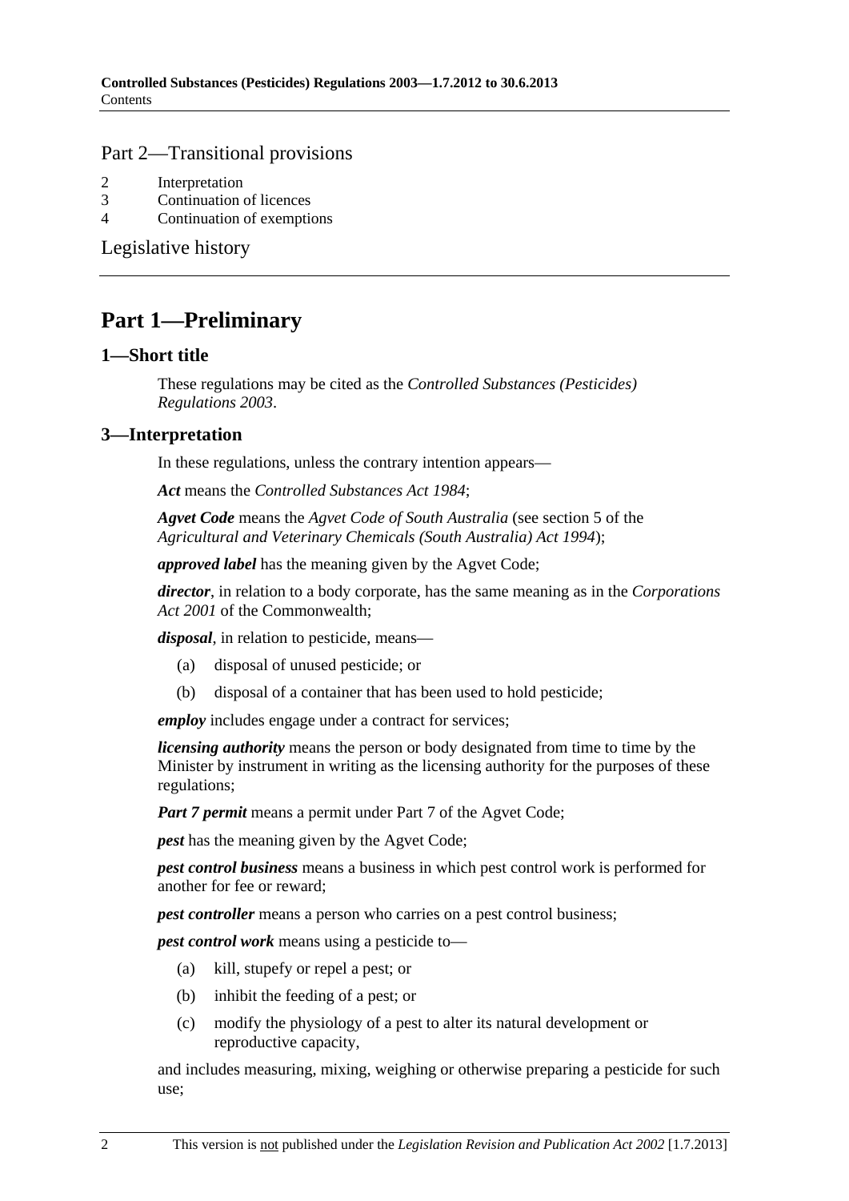## Part 2—Transitional provisions

2 Interpretation
3 Continuation of licences
4 Continuation of exemptions

Legislative history

# Part 1—Preliminary

## 1—Short title

These regulations may be cited as the *Controlled Substances (Pesticides) Regulations 2003*.

## 3—Interpretation

In these regulations, unless the contrary intention appears—

***Act*** means the *Controlled Substances Act 1984*;

***Agvet Code*** means the *Agvet Code of South Australia* (see section 5 of the *Agricultural and Veterinary Chemicals (South Australia) Act 1994*);

***approved label*** has the meaning given by the Agvet Code;

***director***, in relation to a body corporate, has the same meaning as in the *Corporations Act 2001* of the Commonwealth;

***disposal***, in relation to pesticide, means—

(a) disposal of unused pesticide; or

(b) disposal of a container that has been used to hold pesticide;

***employ*** includes engage under a contract for services;

***licensing authority*** means the person or body designated from time to time by the Minister by instrument in writing as the licensing authority for the purposes of these regulations;

***Part 7 permit*** means a permit under Part 7 of the Agvet Code;

***pest*** has the meaning given by the Agvet Code;

***pest control business*** means a business in which pest control work is performed for another for fee or reward;

***pest controller*** means a person who carries on a pest control business;

***pest control work*** means using a pesticide to—

(a) kill, stupefy or repel a pest; or

(b) inhibit the feeding of a pest; or

(c) modify the physiology of a pest to alter its natural development or reproductive capacity,

and includes measuring, mixing, weighing or otherwise preparing a pesticide for such use;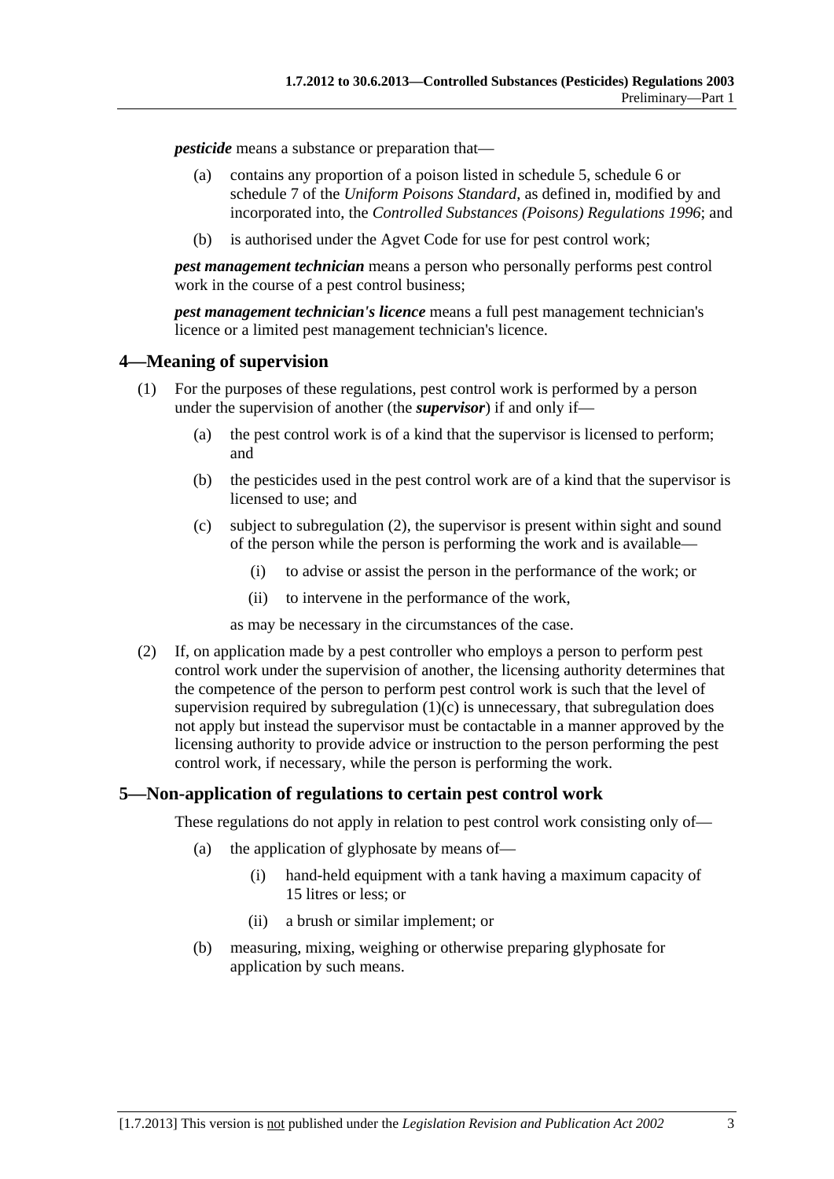***pesticide*** means a substance or preparation that—

(a) contains any proportion of a poison listed in schedule 5, schedule 6 or schedule 7 of the *Uniform Poisons Standard*, as defined in, modified by and incorporated into, the *Controlled Substances (Poisons) Regulations 1996*; and

(b) is authorised under the Agvet Code for use for pest control work;

***pest management technician*** means a person who personally performs pest control work in the course of a pest control business;

***pest management technician's licence*** means a full pest management technician's licence or a limited pest management technician's licence.

## 4—Meaning of supervision

(1) For the purposes of these regulations, pest control work is performed by a person under the supervision of another (the ***supervisor***) if and only if—

(a) the pest control work is of a kind that the supervisor is licensed to perform; and

(b) the pesticides used in the pest control work are of a kind that the supervisor is licensed to use; and

(c) subject to subregulation (2), the supervisor is present within sight and sound of the person while the person is performing the work and is available—

(i) to advise or assist the person in the performance of the work; or

(ii) to intervene in the performance of the work,

as may be necessary in the circumstances of the case.

(2) If, on application made by a pest controller who employs a person to perform pest control work under the supervision of another, the licensing authority determines that the competence of the person to perform pest control work is such that the level of supervision required by subregulation (1)(c) is unnecessary, that subregulation does not apply but instead the supervisor must be contactable in a manner approved by the licensing authority to provide advice or instruction to the person performing the pest control work, if necessary, while the person is performing the work.

## 5—Non-application of regulations to certain pest control work

These regulations do not apply in relation to pest control work consisting only of—

(a) the application of glyphosate by means of—

(i) hand-held equipment with a tank having a maximum capacity of 15 litres or less; or

(ii) a brush or similar implement; or

(b) measuring, mixing, weighing or otherwise preparing glyphosate for application by such means.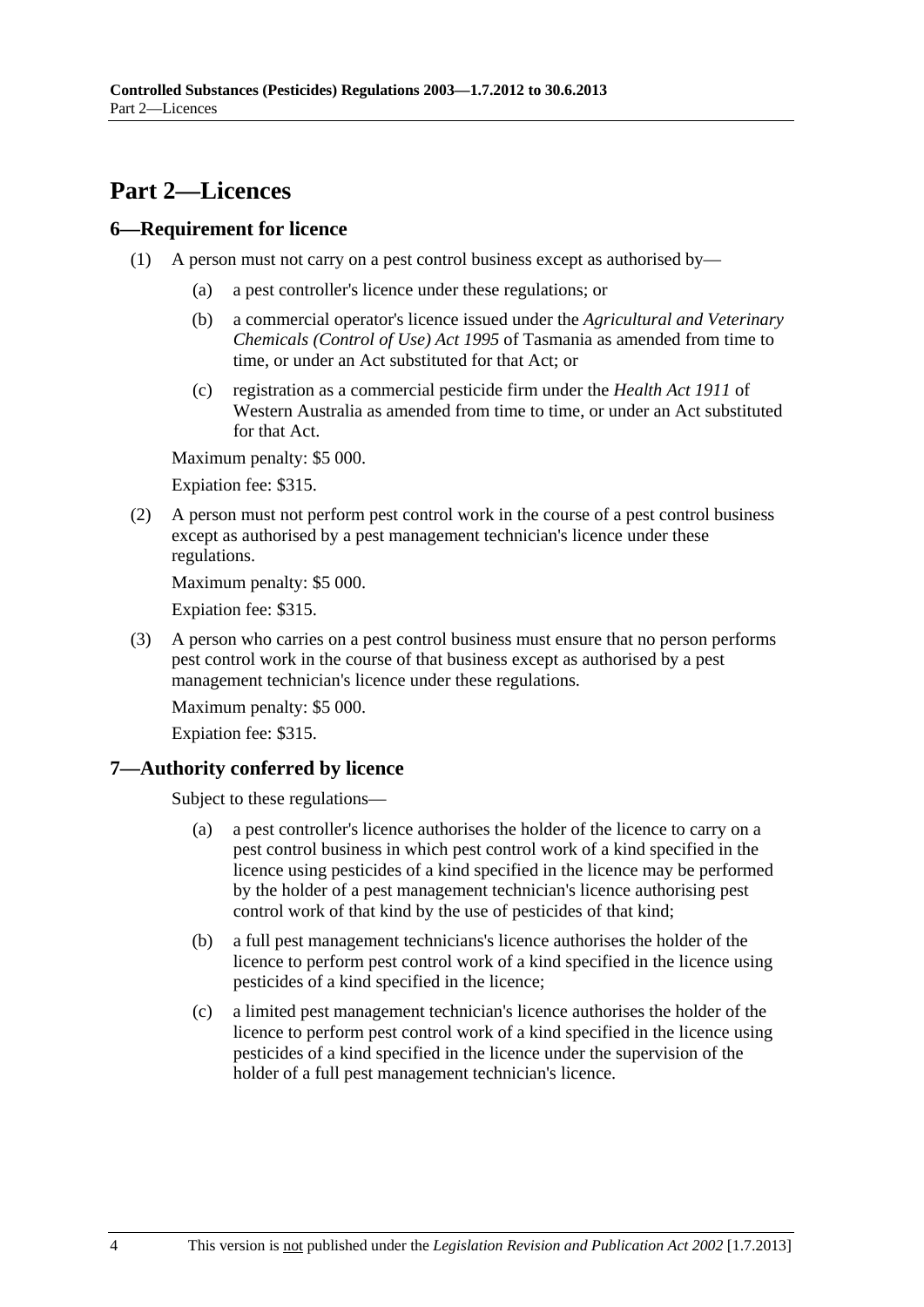# Part 2—Licences

## 6—Requirement for licence

(1) A person must not carry on a pest control business except as authorised by—

(a) a pest controller's licence under these regulations; or

(b) a commercial operator's licence issued under the *Agricultural and Veterinary Chemicals (Control of Use) Act 1995* of Tasmania as amended from time to time, or under an Act substituted for that Act; or

(c) registration as a commercial pesticide firm under the *Health Act 1911* of Western Australia as amended from time to time, or under an Act substituted for that Act.

Maximum penalty: $5 000.

Expiation fee: $315.

(2) A person must not perform pest control work in the course of a pest control business except as authorised by a pest management technician's licence under these regulations.

Maximum penalty: $5 000.

Expiation fee: $315.

(3) A person who carries on a pest control business must ensure that no person performs pest control work in the course of that business except as authorised by a pest management technician's licence under these regulations.

Maximum penalty: $5 000.

Expiation fee: $315.

## 7—Authority conferred by licence

Subject to these regulations—

(a) a pest controller's licence authorises the holder of the licence to carry on a pest control business in which pest control work of a kind specified in the licence using pesticides of a kind specified in the licence may be performed by the holder of a pest management technician's licence authorising pest control work of that kind by the use of pesticides of that kind;

(b) a full pest management technicians's licence authorises the holder of the licence to perform pest control work of a kind specified in the licence using pesticides of a kind specified in the licence;

(c) a limited pest management technician's licence authorises the holder of the licence to perform pest control work of a kind specified in the licence using pesticides of a kind specified in the licence under the supervision of the holder of a full pest management technician's licence.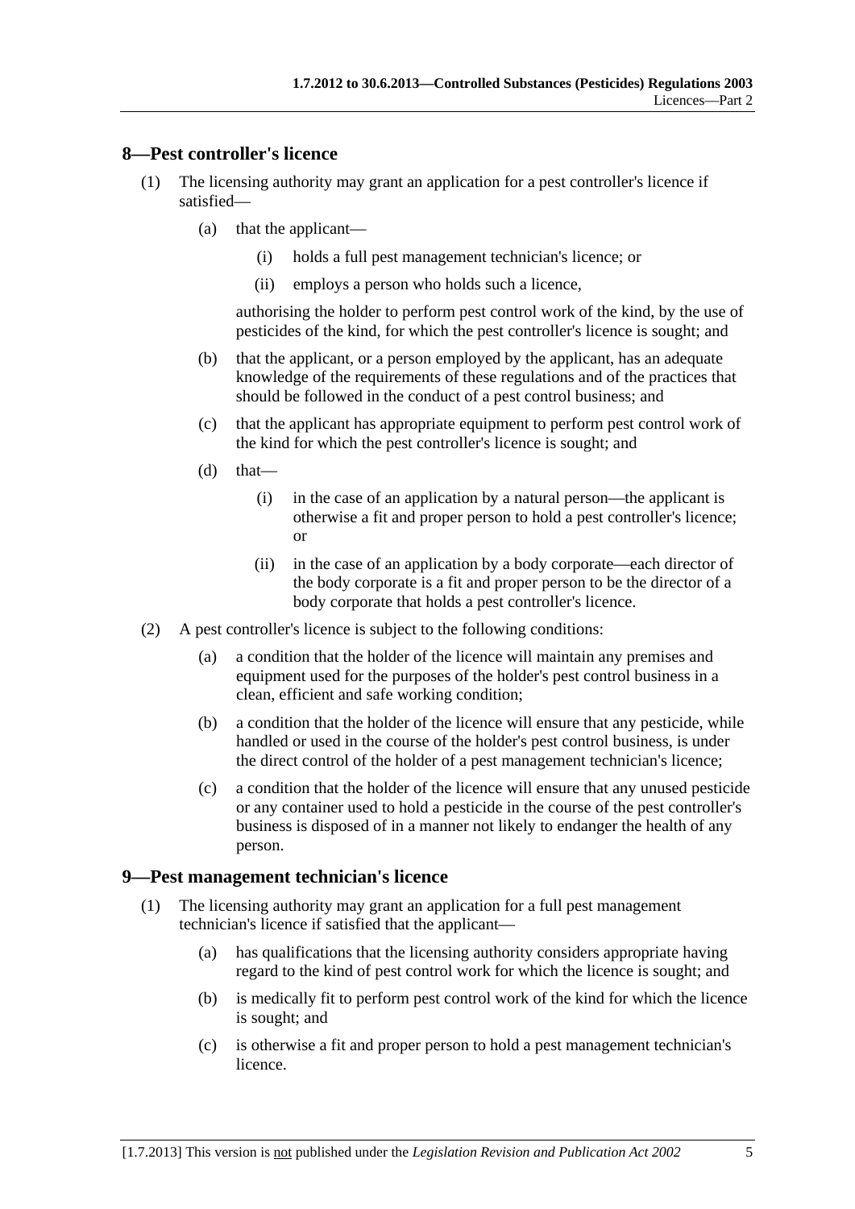## 8—Pest controller's licence

(1) The licensing authority may grant an application for a pest controller's licence if satisfied—

(a) that the applicant—

(i) holds a full pest management technician's licence; or

(ii) employs a person who holds such a licence,

authorising the holder to perform pest control work of the kind, by the use of pesticides of the kind, for which the pest controller's licence is sought; and

(b) that the applicant, or a person employed by the applicant, has an adequate knowledge of the requirements of these regulations and of the practices that should be followed in the conduct of a pest control business; and

(c) that the applicant has appropriate equipment to perform pest control work of the kind for which the pest controller's licence is sought; and

(d) that—

(i) in the case of an application by a natural person—the applicant is otherwise a fit and proper person to hold a pest controller's licence; or

(ii) in the case of an application by a body corporate—each director of the body corporate is a fit and proper person to be the director of a body corporate that holds a pest controller's licence.

(2) A pest controller's licence is subject to the following conditions:

(a) a condition that the holder of the licence will maintain any premises and equipment used for the purposes of the holder's pest control business in a clean, efficient and safe working condition;

(b) a condition that the holder of the licence will ensure that any pesticide, while handled or used in the course of the holder's pest control business, is under the direct control of the holder of a pest management technician's licence;

(c) a condition that the holder of the licence will ensure that any unused pesticide or any container used to hold a pesticide in the course of the pest controller's business is disposed of in a manner not likely to endanger the health of any person.

## 9—Pest management technician's licence

(1) The licensing authority may grant an application for a full pest management technician's licence if satisfied that the applicant—

(a) has qualifications that the licensing authority considers appropriate having regard to the kind of pest control work for which the licence is sought; and

(b) is medically fit to perform pest control work of the kind for which the licence is sought; and

(c) is otherwise a fit and proper person to hold a pest management technician's licence.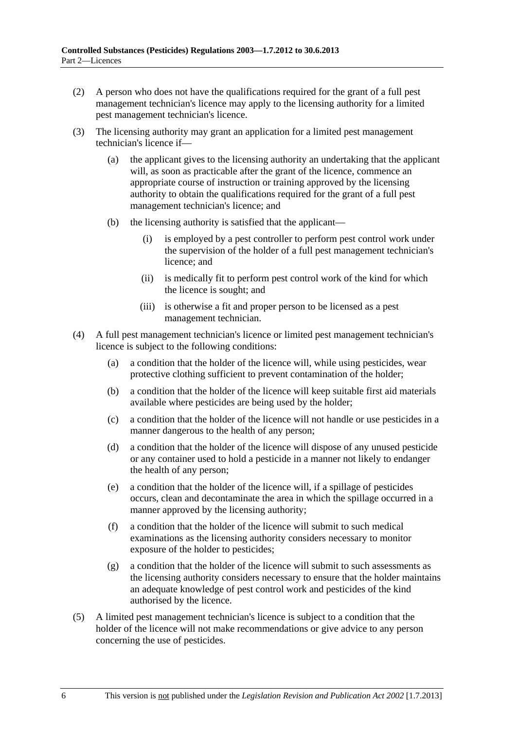(2) A person who does not have the qualifications required for the grant of a full pest management technician's licence may apply to the licensing authority for a limited pest management technician's licence.

(3) The licensing authority may grant an application for a limited pest management technician's licence if—

   (a) the applicant gives to the licensing authority an undertaking that the applicant will, as soon as practicable after the grant of the licence, commence an appropriate course of instruction or training approved by the licensing authority to obtain the qualifications required for the grant of a full pest management technician's licence; and

   (b) the licensing authority is satisfied that the applicant—

      (i) is employed by a pest controller to perform pest control work under the supervision of the holder of a full pest management technician's licence; and

      (ii) is medically fit to perform pest control work of the kind for which the licence is sought; and

      (iii) is otherwise a fit and proper person to be licensed as a pest management technician.

(4) A full pest management technician's licence or limited pest management technician's licence is subject to the following conditions:

   (a) a condition that the holder of the licence will, while using pesticides, wear protective clothing sufficient to prevent contamination of the holder;

   (b) a condition that the holder of the licence will keep suitable first aid materials available where pesticides are being used by the holder;

   (c) a condition that the holder of the licence will not handle or use pesticides in a manner dangerous to the health of any person;

   (d) a condition that the holder of the licence will dispose of any unused pesticide or any container used to hold a pesticide in a manner not likely to endanger the health of any person;

   (e) a condition that the holder of the licence will, if a spillage of pesticides occurs, clean and decontaminate the area in which the spillage occurred in a manner approved by the licensing authority;

   (f) a condition that the holder of the licence will submit to such medical examinations as the licensing authority considers necessary to monitor exposure of the holder to pesticides;

   (g) a condition that the holder of the licence will submit to such assessments as the licensing authority considers necessary to ensure that the holder maintains an adequate knowledge of pest control work and pesticides of the kind authorised by the licence.

(5) A limited pest management technician's licence is subject to a condition that the holder of the licence will not make recommendations or give advice to any person concerning the use of pesticides.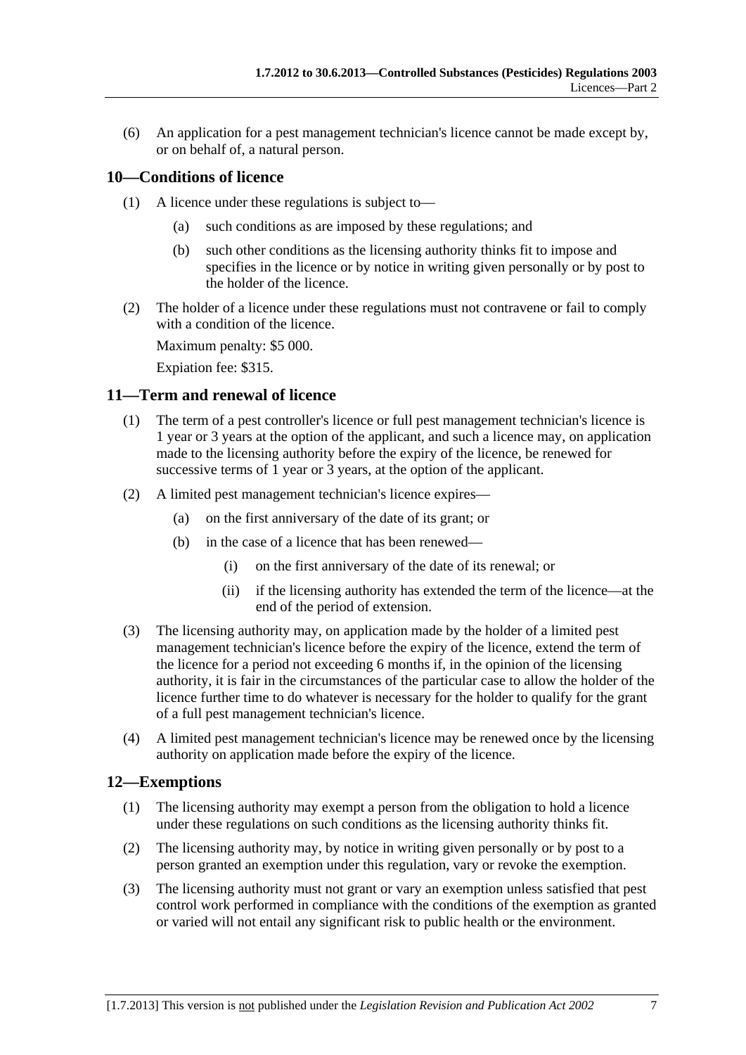(6) An application for a pest management technician's licence cannot be made except by, or on behalf of, a natural person.

## 10—Conditions of licence

(1) A licence under these regulations is subject to—

(a) such conditions as are imposed by these regulations; and

(b) such other conditions as the licensing authority thinks fit to impose and specifies in the licence or by notice in writing given personally or by post to the holder of the licence.

(2) The holder of a licence under these regulations must not contravene or fail to comply with a condition of the licence.

Maximum penalty: $5 000.

Expiation fee: $315.

## 11—Term and renewal of licence

(1) The term of a pest controller's licence or full pest management technician's licence is 1 year or 3 years at the option of the applicant, and such a licence may, on application made to the licensing authority before the expiry of the licence, be renewed for successive terms of 1 year or 3 years, at the option of the applicant.

(2) A limited pest management technician's licence expires—

(a) on the first anniversary of the date of its grant; or

(b) in the case of a licence that has been renewed—

(i) on the first anniversary of the date of its renewal; or

(ii) if the licensing authority has extended the term of the licence—at the end of the period of extension.

(3) The licensing authority may, on application made by the holder of a limited pest management technician's licence before the expiry of the licence, extend the term of the licence for a period not exceeding 6 months if, in the opinion of the licensing authority, it is fair in the circumstances of the particular case to allow the holder of the licence further time to do whatever is necessary for the holder to qualify for the grant of a full pest management technician's licence.

(4) A limited pest management technician's licence may be renewed once by the licensing authority on application made before the expiry of the licence.

## 12—Exemptions

(1) The licensing authority may exempt a person from the obligation to hold a licence under these regulations on such conditions as the licensing authority thinks fit.

(2) The licensing authority may, by notice in writing given personally or by post to a person granted an exemption under this regulation, vary or revoke the exemption.

(3) The licensing authority must not grant or vary an exemption unless satisfied that pest control work performed in compliance with the conditions of the exemption as granted or varied will not entail any significant risk to public health or the environment.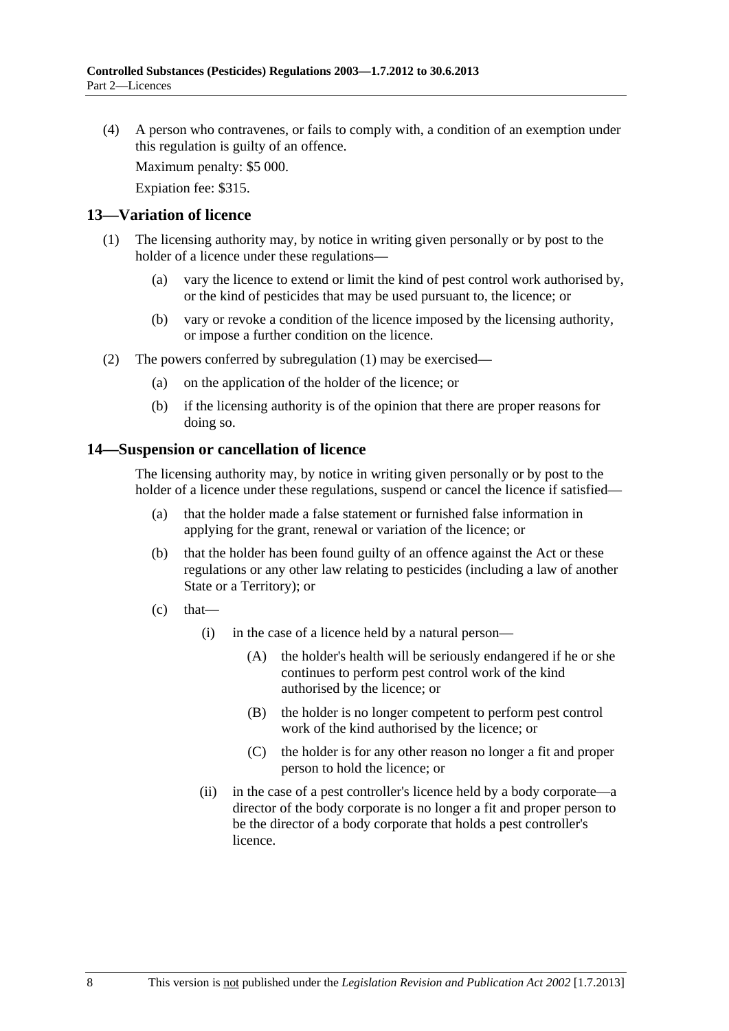(4) A person who contravenes, or fails to comply with, a condition of an exemption under this regulation is guilty of an offence.

Maximum penalty: $5 000.

Expiation fee: $315.

## 13—Variation of licence

(1) The licensing authority may, by notice in writing given personally or by post to the holder of a licence under these regulations—

(a) vary the licence to extend or limit the kind of pest control work authorised by, or the kind of pesticides that may be used pursuant to, the licence; or

(b) vary or revoke a condition of the licence imposed by the licensing authority, or impose a further condition on the licence.

(2) The powers conferred by subregulation (1) may be exercised—

(a) on the application of the holder of the licence; or

(b) if the licensing authority is of the opinion that there are proper reasons for doing so.

## 14—Suspension or cancellation of licence

The licensing authority may, by notice in writing given personally or by post to the holder of a licence under these regulations, suspend or cancel the licence if satisfied—

(a) that the holder made a false statement or furnished false information in applying for the grant, renewal or variation of the licence; or

(b) that the holder has been found guilty of an offence against the Act or these regulations or any other law relating to pesticides (including a law of another State or a Territory); or

(c) that—

(i) in the case of a licence held by a natural person—

(A) the holder's health will be seriously endangered if he or she continues to perform pest control work of the kind authorised by the licence; or

(B) the holder is no longer competent to perform pest control work of the kind authorised by the licence; or

(C) the holder is for any other reason no longer a fit and proper person to hold the licence; or

(ii) in the case of a pest controller's licence held by a body corporate—a director of the body corporate is no longer a fit and proper person to be the director of a body corporate that holds a pest controller's licence.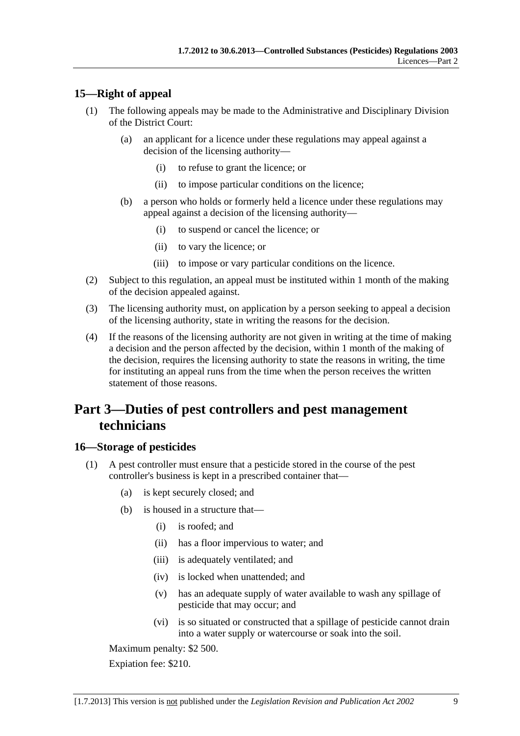## 15—Right of appeal

(1) The following appeals may be made to the Administrative and Disciplinary Division of the District Court:

  (a) an applicant for a licence under these regulations may appeal against a decision of the licensing authority—

    (i) to refuse to grant the licence; or

    (ii) to impose particular conditions on the licence;

  (b) a person who holds or formerly held a licence under these regulations may appeal against a decision of the licensing authority—

    (i) to suspend or cancel the licence; or

    (ii) to vary the licence; or

    (iii) to impose or vary particular conditions on the licence.

(2) Subject to this regulation, an appeal must be instituted within 1 month of the making of the decision appealed against.

(3) The licensing authority must, on application by a person seeking to appeal a decision of the licensing authority, state in writing the reasons for the decision.

(4) If the reasons of the licensing authority are not given in writing at the time of making a decision and the person affected by the decision, within 1 month of the making of the decision, requires the licensing authority to state the reasons in writing, the time for instituting an appeal runs from the time when the person receives the written statement of those reasons.

# Part 3—Duties of pest controllers and pest management technicians

## 16—Storage of pesticides

(1) A pest controller must ensure that a pesticide stored in the course of the pest controller's business is kept in a prescribed container that—

  (a) is kept securely closed; and

  (b) is housed in a structure that—

    (i) is roofed; and

    (ii) has a floor impervious to water; and

    (iii) is adequately ventilated; and

    (iv) is locked when unattended; and

    (v) has an adequate supply of water available to wash any spillage of pesticide that may occur; and

    (vi) is so situated or constructed that a spillage of pesticide cannot drain into a water supply or watercourse or soak into the soil.

Maximum penalty: $2 500.

Expiation fee: $210.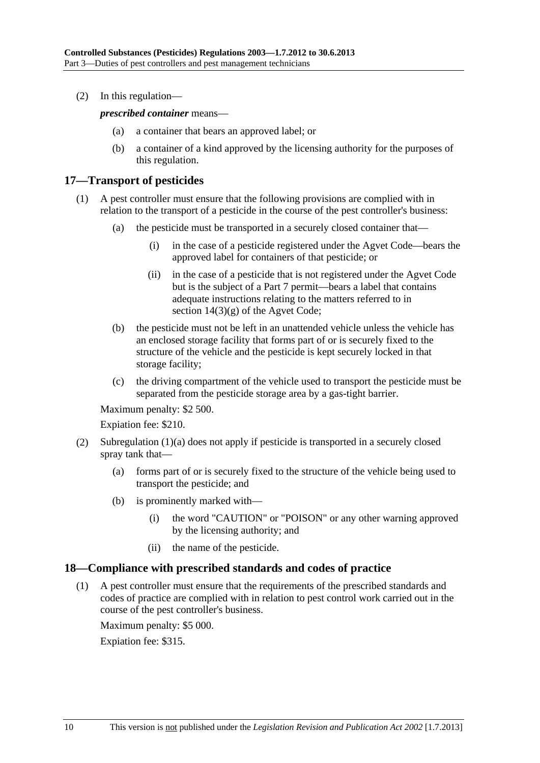(2) In this regulation—

***prescribed container*** means—

(a) a container that bears an approved label; or

(b) a container of a kind approved by the licensing authority for the purposes of this regulation.

## 17—Transport of pesticides

(1) A pest controller must ensure that the following provisions are complied with in relation to the transport of a pesticide in the course of the pest controller's business:

(a) the pesticide must be transported in a securely closed container that—

(i) in the case of a pesticide registered under the Agvet Code—bears the approved label for containers of that pesticide; or

(ii) in the case of a pesticide that is not registered under the Agvet Code but is the subject of a Part 7 permit—bears a label that contains adequate instructions relating to the matters referred to in section 14(3)(g) of the Agvet Code;

(b) the pesticide must not be left in an unattended vehicle unless the vehicle has an enclosed storage facility that forms part of or is securely fixed to the structure of the vehicle and the pesticide is kept securely locked in that storage facility;

(c) the driving compartment of the vehicle used to transport the pesticide must be separated from the pesticide storage area by a gas-tight barrier.

Maximum penalty: $2 500.

Expiation fee: $210.

(2) Subregulation (1)(a) does not apply if pesticide is transported in a securely closed spray tank that—

(a) forms part of or is securely fixed to the structure of the vehicle being used to transport the pesticide; and

(b) is prominently marked with—

(i) the word "CAUTION" or "POISON" or any other warning approved by the licensing authority; and

(ii) the name of the pesticide.

## 18—Compliance with prescribed standards and codes of practice

(1) A pest controller must ensure that the requirements of the prescribed standards and codes of practice are complied with in relation to pest control work carried out in the course of the pest controller's business.

Maximum penalty: $5 000.

Expiation fee: $315.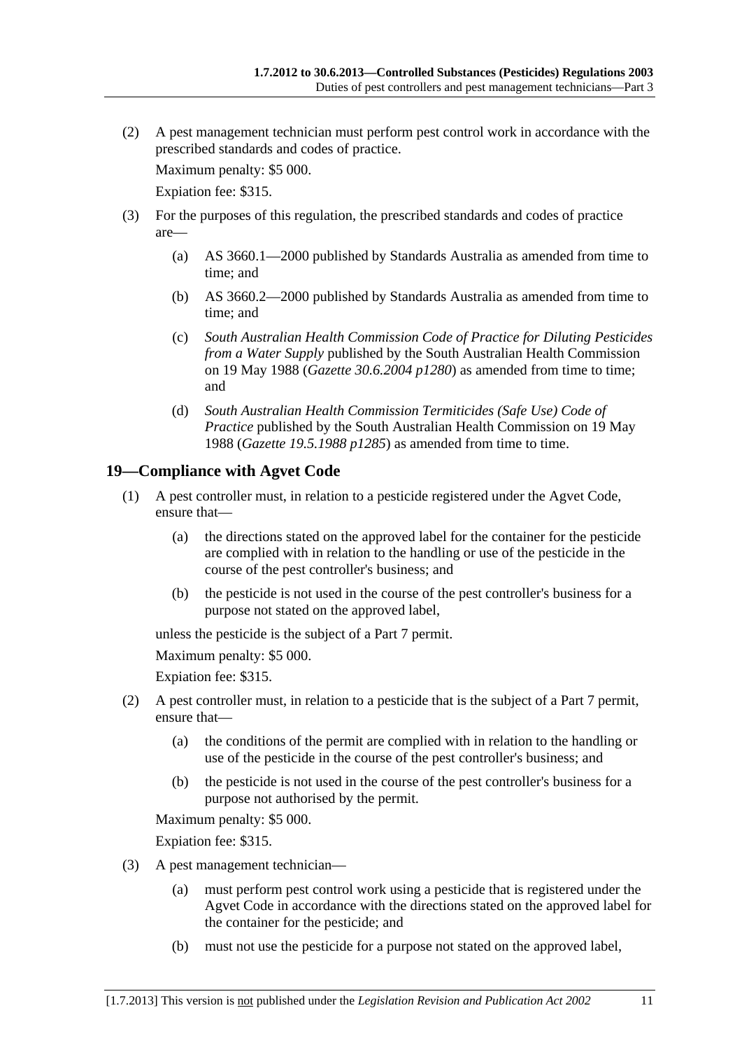(2) A pest management technician must perform pest control work in accordance with the prescribed standards and codes of practice.

Maximum penalty: $5 000.

Expiation fee: $315.

(3) For the purposes of this regulation, the prescribed standards and codes of practice are—

(a) AS 3660.1—2000 published by Standards Australia as amended from time to time; and

(b) AS 3660.2—2000 published by Standards Australia as amended from time to time; and

(c) *South Australian Health Commission Code of Practice for Diluting Pesticides from a Water Supply* published by the South Australian Health Commission on 19 May 1988 (*Gazette 30.6.2004 p1280*) as amended from time to time; and

(d) *South Australian Health Commission Termiticides (Safe Use) Code of Practice* published by the South Australian Health Commission on 19 May 1988 (*Gazette 19.5.1988 p1285*) as amended from time to time.

## 19—Compliance with Agvet Code

(1) A pest controller must, in relation to a pesticide registered under the Agvet Code, ensure that—

(a) the directions stated on the approved label for the container for the pesticide are complied with in relation to the handling or use of the pesticide in the course of the pest controller's business; and

(b) the pesticide is not used in the course of the pest controller's business for a purpose not stated on the approved label,

unless the pesticide is the subject of a Part 7 permit.

Maximum penalty: $5 000.

Expiation fee: $315.

(2) A pest controller must, in relation to a pesticide that is the subject of a Part 7 permit, ensure that—

(a) the conditions of the permit are complied with in relation to the handling or use of the pesticide in the course of the pest controller's business; and

(b) the pesticide is not used in the course of the pest controller's business for a purpose not authorised by the permit.

Maximum penalty: $5 000.

Expiation fee: $315.

(3) A pest management technician—

(a) must perform pest control work using a pesticide that is registered under the Agvet Code in accordance with the directions stated on the approved label for the container for the pesticide; and

(b) must not use the pesticide for a purpose not stated on the approved label,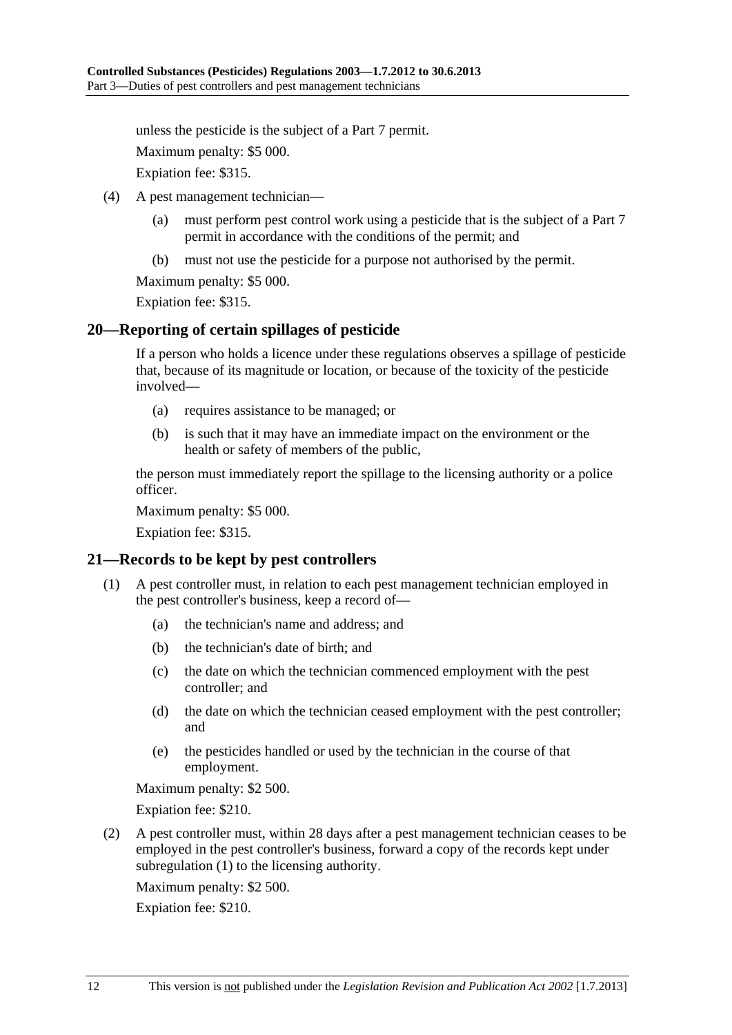unless the pesticide is the subject of a Part 7 permit.

Maximum penalty: $5 000.

Expiation fee: $315.

(4) A pest management technician—

  (a) must perform pest control work using a pesticide that is the subject of a Part 7 permit in accordance with the conditions of the permit; and

  (b) must not use the pesticide for a purpose not authorised by the permit.

Maximum penalty: $5 000.

Expiation fee: $315.

## 20—Reporting of certain spillages of pesticide

If a person who holds a licence under these regulations observes a spillage of pesticide that, because of its magnitude or location, or because of the toxicity of the pesticide involved—

  (a) requires assistance to be managed; or

  (b) is such that it may have an immediate impact on the environment or the health or safety of members of the public,

the person must immediately report the spillage to the licensing authority or a police officer.

Maximum penalty: $5 000.

Expiation fee: $315.

## 21—Records to be kept by pest controllers

(1) A pest controller must, in relation to each pest management technician employed in the pest controller's business, keep a record of—

  (a) the technician's name and address; and

  (b) the technician's date of birth; and

  (c) the date on which the technician commenced employment with the pest controller; and

  (d) the date on which the technician ceased employment with the pest controller; and

  (e) the pesticides handled or used by the technician in the course of that employment.

Maximum penalty: $2 500.

Expiation fee: $210.

(2) A pest controller must, within 28 days after a pest management technician ceases to be employed in the pest controller's business, forward a copy of the records kept under subregulation (1) to the licensing authority.

Maximum penalty: $2 500.

Expiation fee: $210.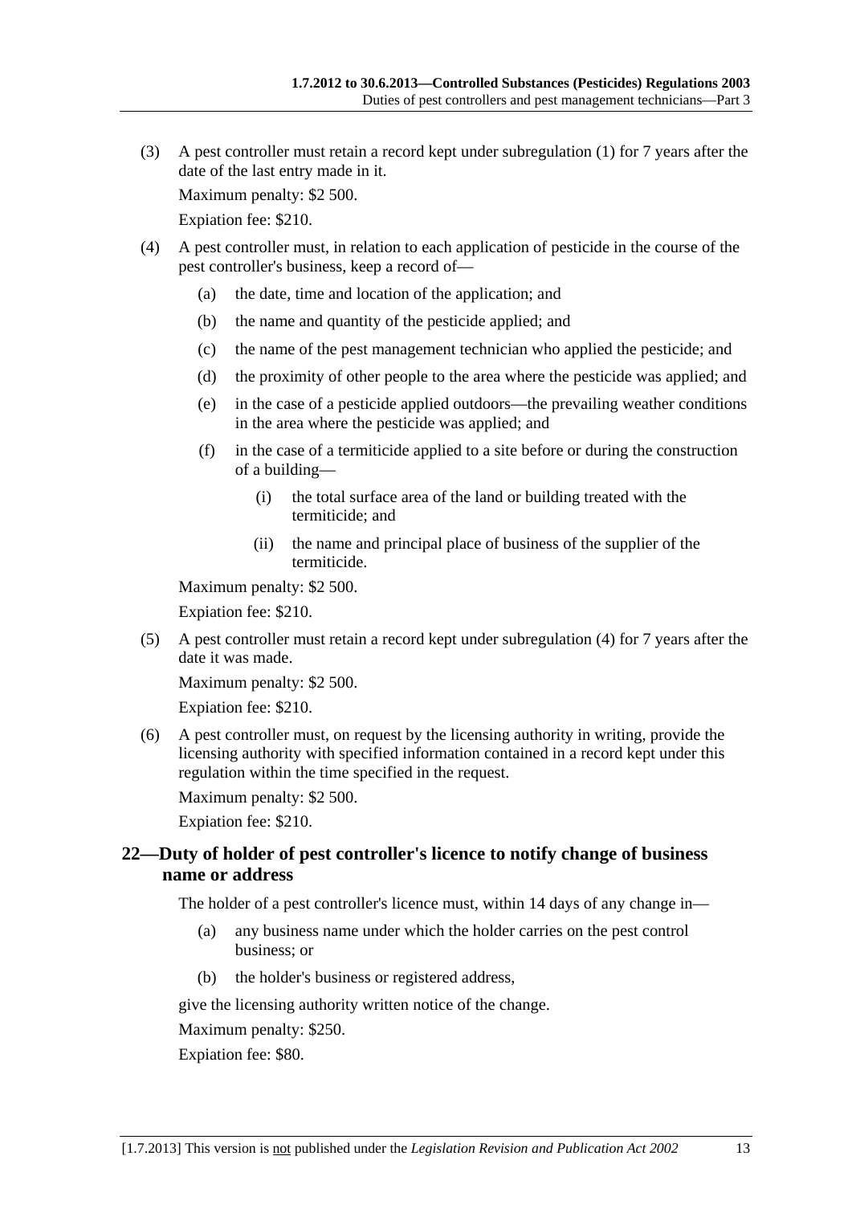(3) A pest controller must retain a record kept under subregulation (1) for 7 years after the date of the last entry made in it.

Maximum penalty: $2 500.

Expiation fee: $210.

(4) A pest controller must, in relation to each application of pesticide in the course of the pest controller's business, keep a record of—

- (a) the date, time and location of the application; and
- (b) the name and quantity of the pesticide applied; and
- (c) the name of the pest management technician who applied the pesticide; and
- (d) the proximity of other people to the area where the pesticide was applied; and
- (e) in the case of a pesticide applied outdoors—the prevailing weather conditions in the area where the pesticide was applied; and
- (f) in the case of a termiticide applied to a site before or during the construction of a building—
  - (i) the total surface area of the land or building treated with the termiticide; and
  - (ii) the name and principal place of business of the supplier of the termiticide.

Maximum penalty: $2 500.

Expiation fee: $210.

(5) A pest controller must retain a record kept under subregulation (4) for 7 years after the date it was made.

Maximum penalty: $2 500.

Expiation fee: $210.

(6) A pest controller must, on request by the licensing authority in writing, provide the licensing authority with specified information contained in a record kept under this regulation within the time specified in the request.

Maximum penalty: $2 500.

Expiation fee: $210.

## 22—Duty of holder of pest controller's licence to notify change of business name or address

The holder of a pest controller's licence must, within 14 days of any change in—

- (a) any business name under which the holder carries on the pest control business; or
- (b) the holder's business or registered address,

give the licensing authority written notice of the change.

Maximum penalty: $250.

Expiation fee: $80.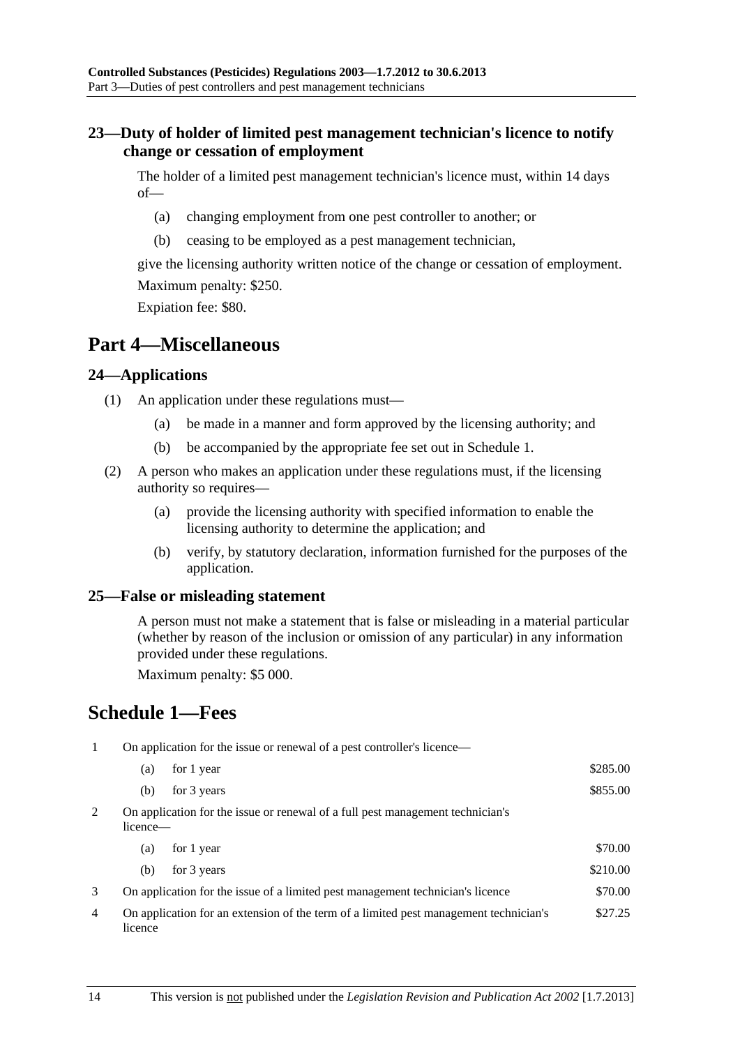### 23—Duty of holder of limited pest management technician's licence to notify change or cessation of employment

The holder of a limited pest management technician's licence must, within 14 days of—

(a) changing employment from one pest controller to another; or

(b) ceasing to be employed as a pest management technician,

give the licensing authority written notice of the change or cessation of employment.

Maximum penalty: $250.

Expiation fee: $80.

## Part 4—Miscellaneous

### 24—Applications

(1) An application under these regulations must—

(a) be made in a manner and form approved by the licensing authority; and

(b) be accompanied by the appropriate fee set out in Schedule 1.

(2) A person who makes an application under these regulations must, if the licensing authority so requires—

(a) provide the licensing authority with specified information to enable the licensing authority to determine the application; and

(b) verify, by statutory declaration, information furnished for the purposes of the application.

### 25—False or misleading statement

A person must not make a statement that is false or misleading in a material particular (whether by reason of the inclusion or omission of any particular) in any information provided under these regulations.

Maximum penalty: $5 000.

## Schedule 1—Fees

| | | | |
|---|---|---|---|
| 1 | On application for the issue or renewal of a pest controller's licence— | | |
| | (a) | for 1 year | $285.00 |
| | (b) | for 3 years | $855.00 |
| 2 | On application for the issue or renewal of a full pest management technician's licence— | | |
| | (a) | for 1 year | $70.00 |
| | (b) | for 3 years | $210.00 |
| 3 | On application for the issue of a limited pest management technician's licence | | $70.00 |
| 4 | On application for an extension of the term of a limited pest management technician's licence | | $27.25 |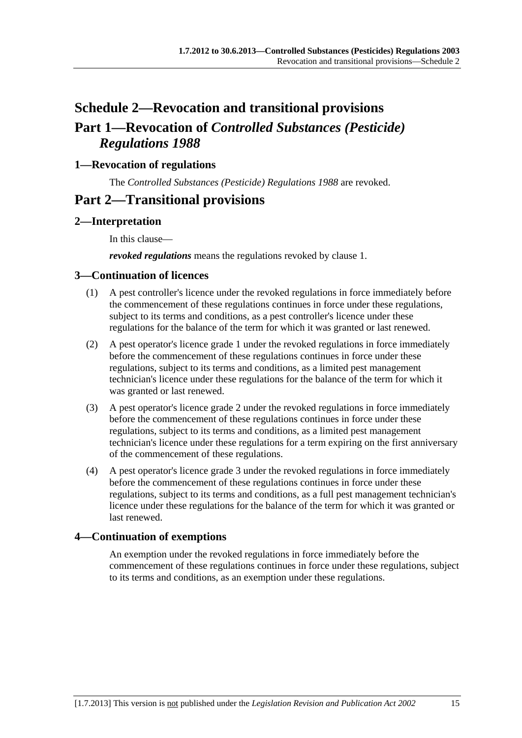# Schedule 2—Revocation and transitional provisions

# Part 1—Revocation of *Controlled Substances (Pesticide) Regulations 1988*

## 1—Revocation of regulations

The *Controlled Substances (Pesticide) Regulations 1988* are revoked.

# Part 2—Transitional provisions

## 2—Interpretation

In this clause—

***revoked regulations*** means the regulations revoked by clause 1.

## 3—Continuation of licences

(1) A pest controller's licence under the revoked regulations in force immediately before the commencement of these regulations continues in force under these regulations, subject to its terms and conditions, as a pest controller's licence under these regulations for the balance of the term for which it was granted or last renewed.

(2) A pest operator's licence grade 1 under the revoked regulations in force immediately before the commencement of these regulations continues in force under these regulations, subject to its terms and conditions, as a limited pest management technician's licence under these regulations for the balance of the term for which it was granted or last renewed.

(3) A pest operator's licence grade 2 under the revoked regulations in force immediately before the commencement of these regulations continues in force under these regulations, subject to its terms and conditions, as a limited pest management technician's licence under these regulations for a term expiring on the first anniversary of the commencement of these regulations.

(4) A pest operator's licence grade 3 under the revoked regulations in force immediately before the commencement of these regulations continues in force under these regulations, subject to its terms and conditions, as a full pest management technician's licence under these regulations for the balance of the term for which it was granted or last renewed.

## 4—Continuation of exemptions

An exemption under the revoked regulations in force immediately before the commencement of these regulations continues in force under these regulations, subject to its terms and conditions, as an exemption under these regulations.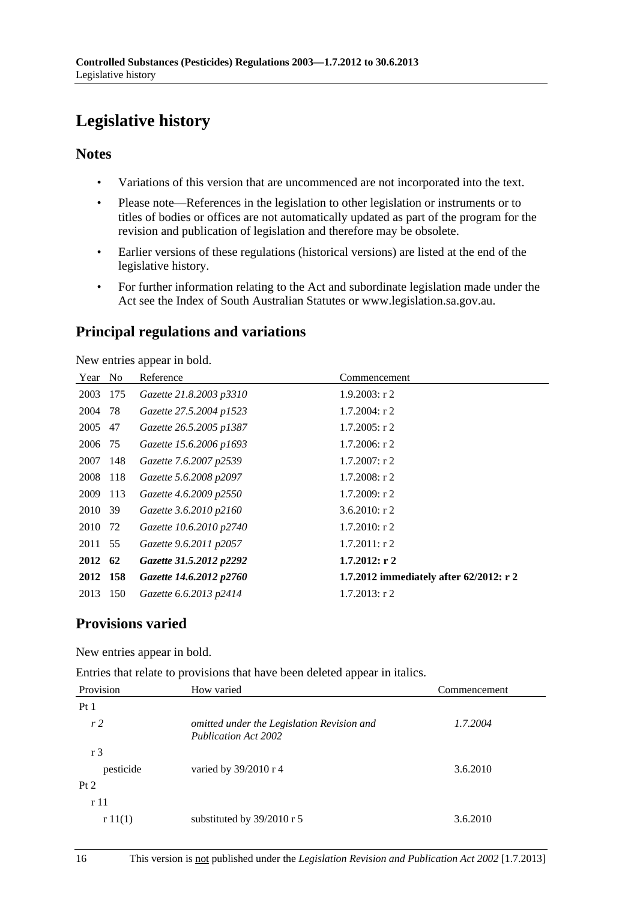# Legislative history

## Notes

- Variations of this version that are uncommenced are not incorporated into the text.
- Please note—References in the legislation to other legislation or instruments or to titles of bodies or offices are not automatically updated as part of the program for the revision and publication of legislation and therefore may be obsolete.
- Earlier versions of these regulations (historical versions) are listed at the end of the legislative history.
- For further information relating to the Act and subordinate legislation made under the Act see the Index of South Australian Statutes or www.legislation.sa.gov.au.

## Principal regulations and variations

New entries appear in bold.

| Year | No | Reference | Commencement |
|---|---|---|---|
| 2003 | 175 | *Gazette 21.8.2003 p3310* | 1.9.2003: r 2 |
| 2004 | 78 | *Gazette 27.5.2004 p1523* | 1.7.2004: r 2 |
| 2005 | 47 | *Gazette 26.5.2005 p1387* | 1.7.2005: r 2 |
| 2006 | 75 | *Gazette 15.6.2006 p1693* | 1.7.2006: r 2 |
| 2007 | 148 | *Gazette 7.6.2007 p2539* | 1.7.2007: r 2 |
| 2008 | 118 | *Gazette 5.6.2008 p2097* | 1.7.2008: r 2 |
| 2009 | 113 | *Gazette 4.6.2009 p2550* | 1.7.2009: r 2 |
| 2010 | 39 | *Gazette 3.6.2010 p2160* | 3.6.2010: r 2 |
| 2010 | 72 | *Gazette 10.6.2010 p2740* | 1.7.2010: r 2 |
| 2011 | 55 | *Gazette 9.6.2011 p2057* | 1.7.2011: r 2 |
| **2012** | **62** | ***Gazette 31.5.2012 p2292*** | **1.7.2012: r 2** |
| **2012** | **158** | ***Gazette 14.6.2012 p2760*** | **1.7.2012 immediately after 62/2012: r 2** |
| 2013 | 150 | *Gazette 6.6.2013 p2414* | 1.7.2013: r 2 |

## Provisions varied

New entries appear in bold.

Entries that relate to provisions that have been deleted appear in italics.

| Provision | How varied | Commencement |
|---|---|---|
| Pt 1 | | |
| *r 2* | *omitted under the Legislation Revision and Publication Act 2002* | *1.7.2004* |
| r 3 | | |
| pesticide | varied by 39/2010 r 4 | 3.6.2010 |
| Pt 2 | | |
| r 11 | | |
| r 11(1) | substituted by 39/2010 r 5 | 3.6.2010 |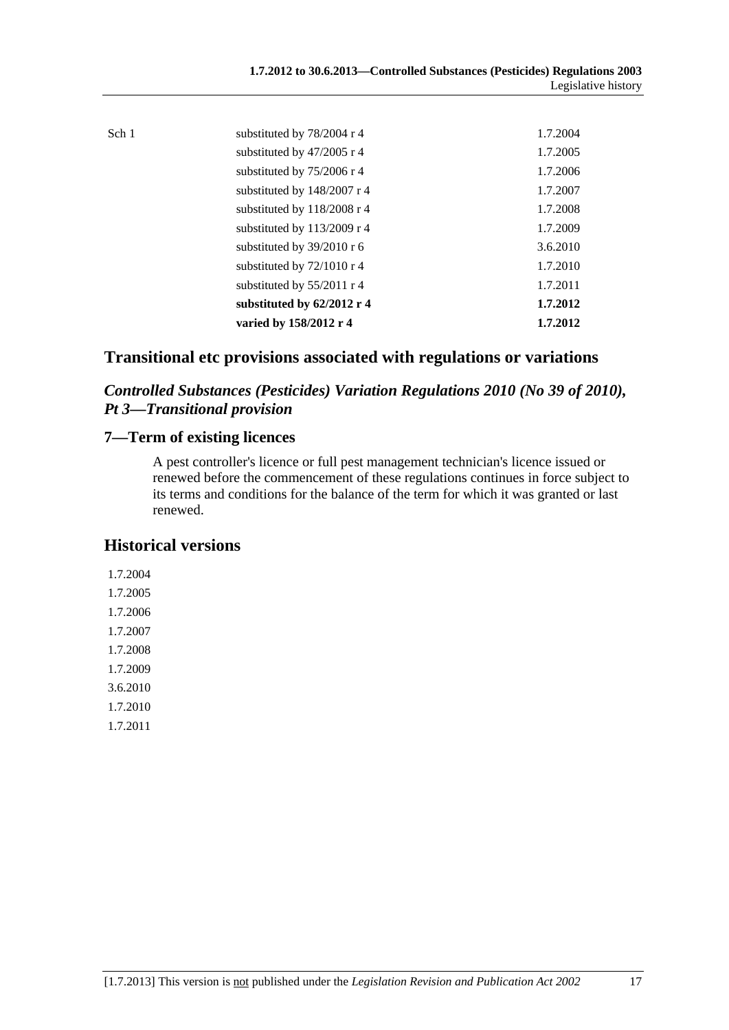| | | |
|---|---|---|
| Sch 1 | substituted by 78/2004 r 4 | 1.7.2004 |
| | substituted by 47/2005 r 4 | 1.7.2005 |
| | substituted by 75/2006 r 4 | 1.7.2006 |
| | substituted by 148/2007 r 4 | 1.7.2007 |
| | substituted by 118/2008 r 4 | 1.7.2008 |
| | substituted by 113/2009 r 4 | 1.7.2009 |
| | substituted by 39/2010 r 6 | 3.6.2010 |
| | substituted by 72/1010 r 4 | 1.7.2010 |
| | substituted by 55/2011 r 4 | 1.7.2011 |
| | **substituted by 62/2012 r 4** | **1.7.2012** |
| | **varied by 158/2012 r 4** | **1.7.2012** |

## Transitional etc provisions associated with regulations or variations

### *Controlled Substances (Pesticides) Variation Regulations 2010 (No 39 of 2010), Pt 3—Transitional provision*

### 7—Term of existing licences

A pest controller's licence or full pest management technician's licence issued or renewed before the commencement of these regulations continues in force subject to its terms and conditions for the balance of the term for which it was granted or last renewed.

## Historical versions

1.7.2004
1.7.2005
1.7.2006
1.7.2007
1.7.2008
1.7.2009
3.6.2010
1.7.2010
1.7.2011